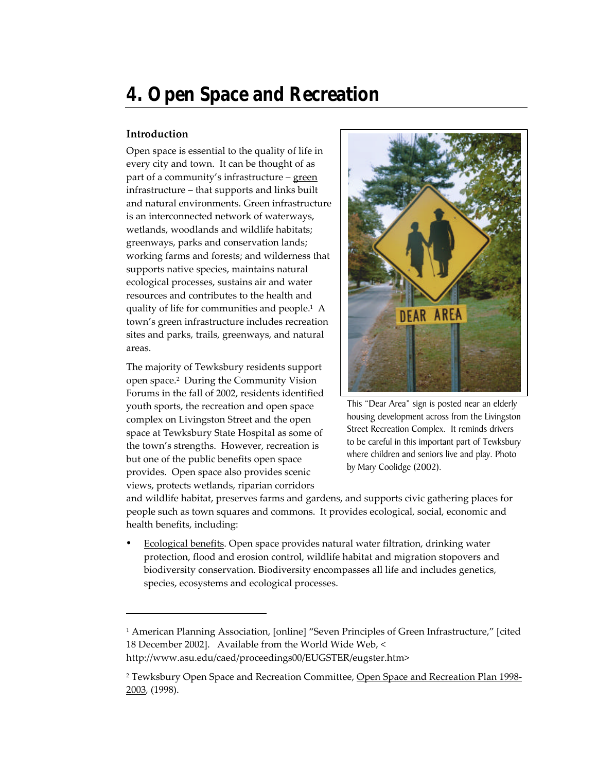# 4. Open Space and Recreation

## Introduction

Open space is essential to the quality of life in every city and town. It can be thought of as part of a community's infrastructure – green infrastructure – that supports and links built and natural environments. Green infrastructure is an interconnected network of waterways, wetlands, woodlands and wildlife habitats; greenways, parks and conservation lands; working farms and forests; and wilderness that supports native species, maintains natural ecological processes, sustains air and water resources and contributes to the health and quality of life for communities and people.[1] A town's green infrastructure includes recreation sites and parks, trails, greenways, and natural areas.

This "Dear Area" sign is posted near an elderly housing development across from the Livingston Street Recreation Complex. It reminds drivers to be careful in this important part of Tewksbury where children and seniors live and play. Photo by Mary Coolidge (2002).

The majority of Tewksbury residents support open space.[2] During the Community Vision Forums in the fall of 2002, residents identified youth sports, the recreation and open space complex on Livingston Street and the open space at Tewksbury State Hospital as some of the town's strengths. However, recreation is but one of the public benefits open space provides. Open space also provides scenic views, protects wetlands, riparian corridors and wildlife habitat, preserves farms and gardens, and supports civic gathering places for people such as town squares and commons. It provides ecological, social, economic and health benefits, including:

- Ecological benefits. Open space provides natural water filtration, drinking water protection, flood and erosion control, wildlife habitat and migration stopovers and biodiversity conservation. Biodiversity encompasses all life and includes genetics, species, ecosystems and ecological processes.

---

[1] American Planning Association, [online] "Seven Principles of Green Infrastructure," [cited 18 December 2002]. Available from the World Wide Web, < http://www.asu.edu/caed/proceedings00/EUGSTER/eugster.htm>

[2] Tewksbury Open Space and Recreation Committee, Open Space and Recreation Plan 1998-2003, (1998).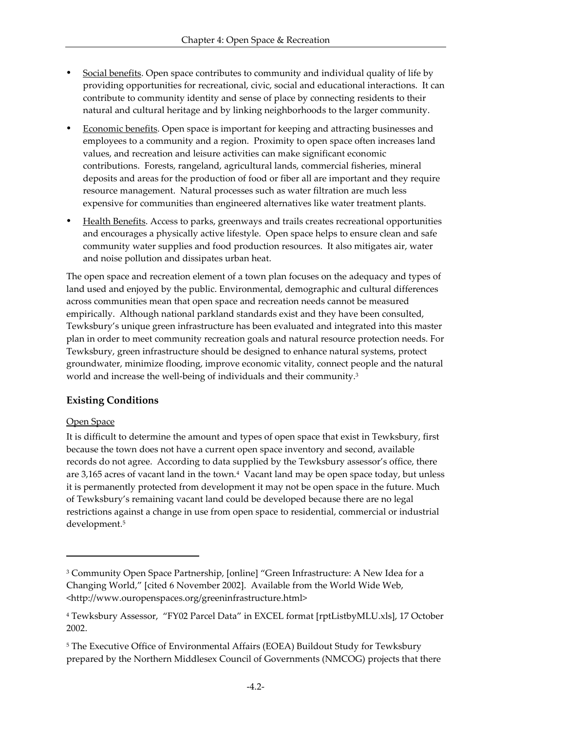- Social benefits. Open space contributes to community and individual quality of life by providing opportunities for recreational, civic, social and educational interactions. It can contribute to community identity and sense of place by connecting residents to their natural and cultural heritage and by linking neighborhoods to the larger community.
- Economic benefits. Open space is important for keeping and attracting businesses and employees to a community and a region. Proximity to open space often increases land values, and recreation and leisure activities can make significant economic contributions. Forests, rangeland, agricultural lands, commercial fisheries, mineral deposits and areas for the production of food or fiber all are important and they require resource management. Natural processes such as water filtration are much less expensive for communities than engineered alternatives like water treatment plants.
- Health Benefits. Access to parks, greenways and trails creates recreational opportunities and encourages a physically active lifestyle. Open space helps to ensure clean and safe community water supplies and food production resources. It also mitigates air, water and noise pollution and dissipates urban heat.

The open space and recreation element of a town plan focuses on the adequacy and types of land used and enjoyed by the public. Environmental, demographic and cultural differences across communities mean that open space and recreation needs cannot be measured empirically. Although national parkland standards exist and they have been consulted, Tewksbury's unique green infrastructure has been evaluated and integrated into this master plan in order to meet community recreation goals and natural resource protection needs. For Tewksbury, green infrastructure should be designed to enhance natural systems, protect groundwater, minimize flooding, improve economic vitality, connect people and the natural world and increase the well-being of individuals and their community.[3]

## Existing Conditions

### Open Space

It is difficult to determine the amount and types of open space that exist in Tewksbury, first because the town does not have a current open space inventory and second, available records do not agree. According to data supplied by the Tewksbury assessor's office, there are 3,165 acres of vacant land in the town.[4] Vacant land may be open space today, but unless it is permanently protected from development it may not be open space in the future. Much of Tewksbury's remaining vacant land could be developed because there are no legal restrictions against a change in use from open space to residential, commercial or industrial development.[5]

---

[3] Community Open Space Partnership, [online] "Green Infrastructure: A New Idea for a Changing World," [cited 6 November 2002]. Available from the World Wide Web, <http://www.ouropenspaces.org/greeninfrastructure.html>

[4] Tewksbury Assessor, "FY02 Parcel Data" in EXCEL format [rptListbyMLU.xls], 17 October 2002.

[5] The Executive Office of Environmental Affairs (EOEA) Buildout Study for Tewksbury prepared by the Northern Middlesex Council of Governments (NMCOG) projects that there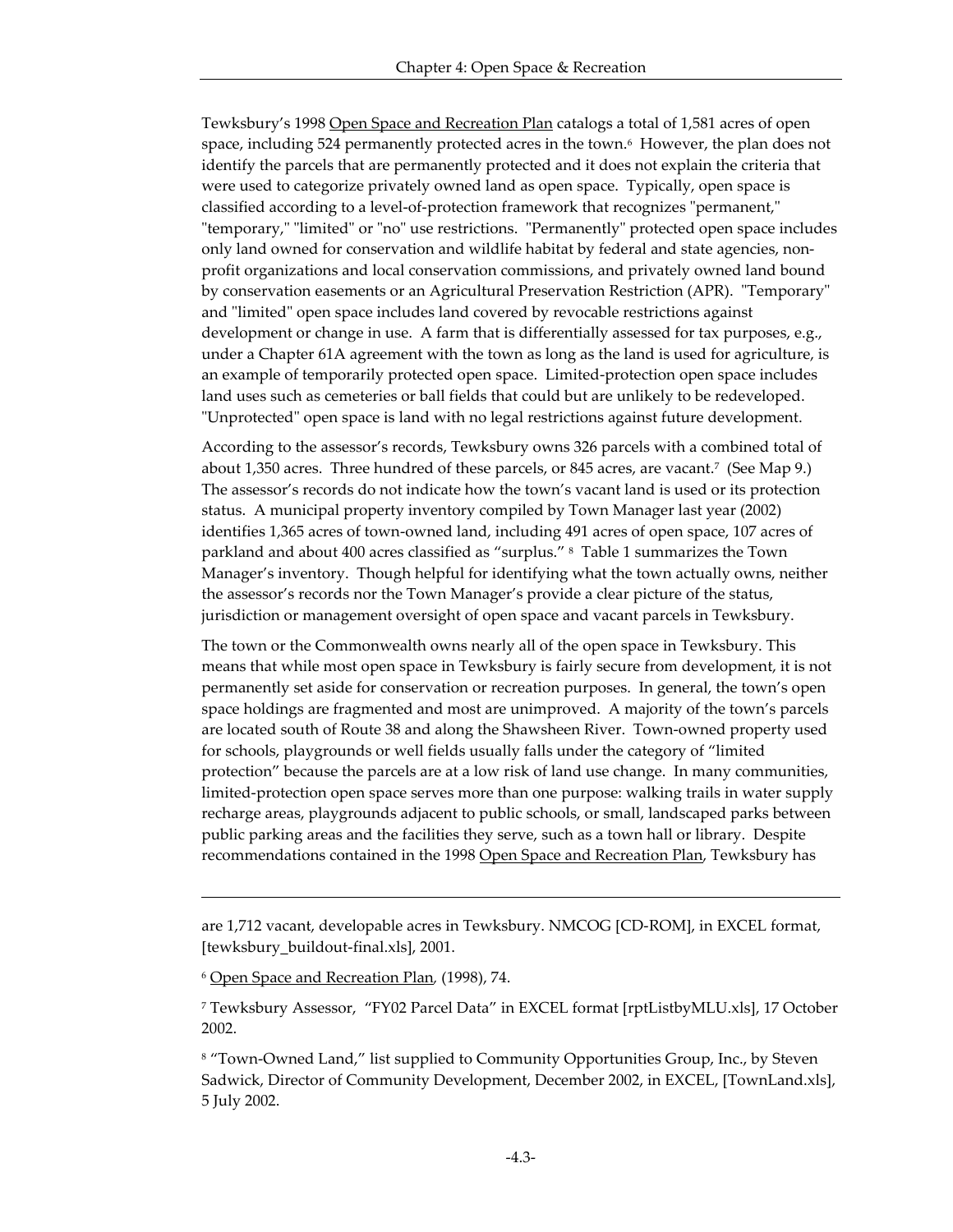Tewksbury's 1998 Open Space and Recreation Plan catalogs a total of 1,581 acres of open space, including 524 permanently protected acres in the town.[6] However, the plan does not identify the parcels that are permanently protected and it does not explain the criteria that were used to categorize privately owned land as open space. Typically, open space is classified according to a level-of-protection framework that recognizes "permanent," "temporary," "limited" or "no" use restrictions. "Permanently" protected open space includes only land owned for conservation and wildlife habitat by federal and state agencies, non-profit organizations and local conservation commissions, and privately owned land bound by conservation easements or an Agricultural Preservation Restriction (APR). "Temporary" and "limited" open space includes land covered by revocable restrictions against development or change in use. A farm that is differentially assessed for tax purposes, e.g., under a Chapter 61A agreement with the town as long as the land is used for agriculture, is an example of temporarily protected open space. Limited-protection open space includes land uses such as cemeteries or ball fields that could but are unlikely to be redeveloped. "Unprotected" open space is land with no legal restrictions against future development.

According to the assessor's records, Tewksbury owns 326 parcels with a combined total of about 1,350 acres. Three hundred of these parcels, or 845 acres, are vacant.[7] (See Map 9.) The assessor's records do not indicate how the town's vacant land is used or its protection status. A municipal property inventory compiled by Town Manager last year (2002) identifies 1,365 acres of town-owned land, including 491 acres of open space, 107 acres of parkland and about 400 acres classified as "surplus." [8] Table 1 summarizes the Town Manager's inventory. Though helpful for identifying what the town actually owns, neither the assessor's records nor the Town Manager's provide a clear picture of the status, jurisdiction or management oversight of open space and vacant parcels in Tewksbury.

The town or the Commonwealth owns nearly all of the open space in Tewksbury. This means that while most open space in Tewksbury is fairly secure from development, it is not permanently set aside for conservation or recreation purposes. In general, the town's open space holdings are fragmented and most are unimproved. A majority of the town's parcels are located south of Route 38 and along the Shawsheen River. Town-owned property used for schools, playgrounds or well fields usually falls under the category of "limited protection" because the parcels are at a low risk of land use change. In many communities, limited-protection open space serves more than one purpose: walking trails in water supply recharge areas, playgrounds adjacent to public schools, or small, landscaped parks between public parking areas and the facilities they serve, such as a town hall or library. Despite recommendations contained in the 1998 Open Space and Recreation Plan, Tewksbury has

---

are 1,712 vacant, developable acres in Tewksbury. NMCOG [CD-ROM], in EXCEL format, [tewksbury_buildout-final.xls], 2001.

[6] Open Space and Recreation Plan, (1998), 74.

[7] Tewksbury Assessor, "FY02 Parcel Data" in EXCEL format [rptListbyMLU.xls], 17 October 2002.

[8] "Town-Owned Land," list supplied to Community Opportunities Group, Inc., by Steven Sadwick, Director of Community Development, December 2002, in EXCEL, [TownLand.xls], 5 July 2002.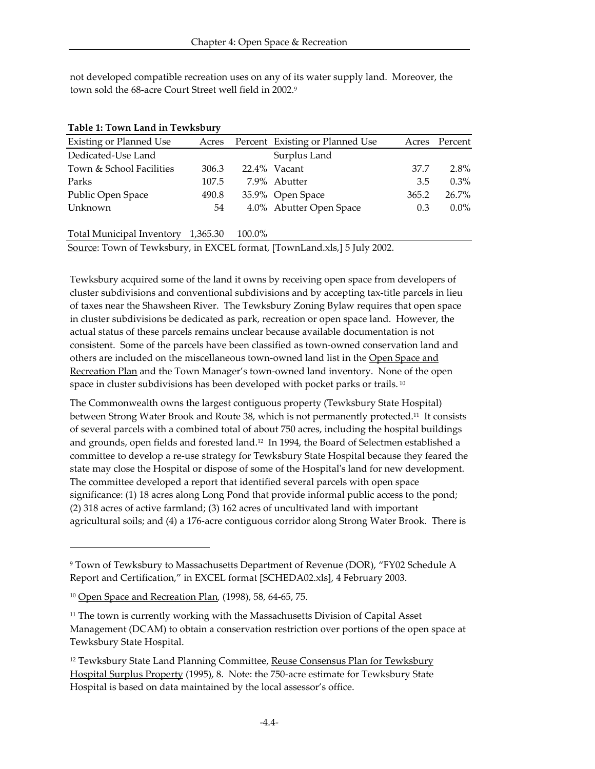not developed compatible recreation uses on any of its water supply land. Moreover, the town sold the 68-acre Court Street well field in 2002.[9]

**Table 1: Town Land in Tewksbury**

| Existing or Planned Use | Acres | Percent | Existing or Planned Use | Acres | Percent |
|---|---|---|---|---|---|
| Dedicated-Use Land | | | Surplus Land | | |
| Town & School Facilities | 306.3 | 22.4% | Vacant | 37.7 | 2.8% |
| Parks | 107.5 | 7.9% | Abutter | 3.5 | 0.3% |
| Public Open Space | 490.8 | 35.9% | Open Space | 365.2 | 26.7% |
| Unknown | 54 | 4.0% | Abutter Open Space | 0.3 | 0.0% |
| | | | | | |
| Total Municipal Inventory | 1,365.30 | 100.0% | | | |

Source: Town of Tewksbury, in EXCEL format, [TownLand.xls,] 5 July 2002.

Tewksbury acquired some of the land it owns by receiving open space from developers of cluster subdivisions and conventional subdivisions and by accepting tax-title parcels in lieu of taxes near the Shawsheen River. The Tewksbury Zoning Bylaw requires that open space in cluster subdivisions be dedicated as park, recreation or open space land. However, the actual status of these parcels remains unclear because available documentation is not consistent. Some of the parcels have been classified as town-owned conservation land and others are included on the miscellaneous town-owned land list in the Open Space and Recreation Plan and the Town Manager's town-owned land inventory. None of the open space in cluster subdivisions has been developed with pocket parks or trails.[10]

The Commonwealth owns the largest contiguous property (Tewksbury State Hospital) between Strong Water Brook and Route 38, which is not permanently protected.[11] It consists of several parcels with a combined total of about 750 acres, including the hospital buildings and grounds, open fields and forested land.[12] In 1994, the Board of Selectmen established a committee to develop a re-use strategy for Tewksbury State Hospital because they feared the state may close the Hospital or dispose of some of the Hospital's land for new development. The committee developed a report that identified several parcels with open space significance: (1) 18 acres along Long Pond that provide informal public access to the pond; (2) 318 acres of active farmland; (3) 162 acres of uncultivated land with important agricultural soils; and (4) a 176-acre contiguous corridor along Strong Water Brook. There is

---

[9] Town of Tewksbury to Massachusetts Department of Revenue (DOR), "FY02 Schedule A Report and Certification," in EXCEL format [SCHEDA02.xls], 4 February 2003.

[10] Open Space and Recreation Plan, (1998), 58, 64-65, 75.

[11] The town is currently working with the Massachusetts Division of Capital Asset Management (DCAM) to obtain a conservation restriction over portions of the open space at Tewksbury State Hospital.

[12] Tewksbury State Land Planning Committee, Reuse Consensus Plan for Tewksbury Hospital Surplus Property (1995), 8. Note: the 750-acre estimate for Tewksbury State Hospital is based on data maintained by the local assessor's office.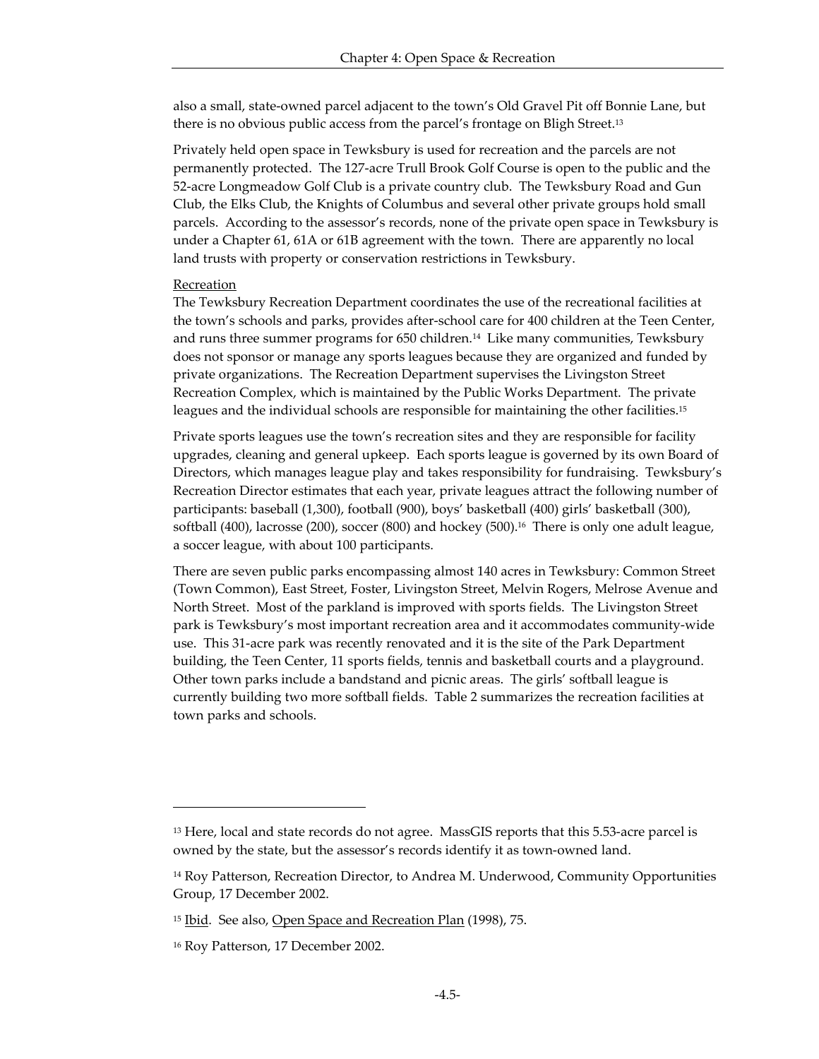also a small, state-owned parcel adjacent to the town's Old Gravel Pit off Bonnie Lane, but there is no obvious public access from the parcel's frontage on Bligh Street.[13]

Privately held open space in Tewksbury is used for recreation and the parcels are not permanently protected. The 127-acre Trull Brook Golf Course is open to the public and the 52-acre Longmeadow Golf Club is a private country club. The Tewksbury Road and Gun Club, the Elks Club, the Knights of Columbus and several other private groups hold small parcels. According to the assessor's records, none of the private open space in Tewksbury is under a Chapter 61, 61A or 61B agreement with the town. There are apparently no local land trusts with property or conservation restrictions in Tewksbury.

Recreation

The Tewksbury Recreation Department coordinates the use of the recreational facilities at the town's schools and parks, provides after-school care for 400 children at the Teen Center, and runs three summer programs for 650 children.[14] Like many communities, Tewksbury does not sponsor or manage any sports leagues because they are organized and funded by private organizations. The Recreation Department supervises the Livingston Street Recreation Complex, which is maintained by the Public Works Department. The private leagues and the individual schools are responsible for maintaining the other facilities.[15]

Private sports leagues use the town's recreation sites and they are responsible for facility upgrades, cleaning and general upkeep. Each sports league is governed by its own Board of Directors, which manages league play and takes responsibility for fundraising. Tewksbury's Recreation Director estimates that each year, private leagues attract the following number of participants: baseball (1,300), football (900), boys' basketball (400) girls' basketball (300), softball (400), lacrosse (200), soccer (800) and hockey (500).[16] There is only one adult league, a soccer league, with about 100 participants.

There are seven public parks encompassing almost 140 acres in Tewksbury: Common Street (Town Common), East Street, Foster, Livingston Street, Melvin Rogers, Melrose Avenue and North Street. Most of the parkland is improved with sports fields. The Livingston Street park is Tewksbury's most important recreation area and it accommodates community-wide use. This 31-acre park was recently renovated and it is the site of the Park Department building, the Teen Center, 11 sports fields, tennis and basketball courts and a playground. Other town parks include a bandstand and picnic areas. The girls' softball league is currently building two more softball fields. Table 2 summarizes the recreation facilities at town parks and schools.

---

[13] Here, local and state records do not agree. MassGIS reports that this 5.53-acre parcel is owned by the state, but the assessor's records identify it as town-owned land.

[14] Roy Patterson, Recreation Director, to Andrea M. Underwood, Community Opportunities Group, 17 December 2002.

[15] Ibid. See also, Open Space and Recreation Plan (1998), 75.

[16] Roy Patterson, 17 December 2002.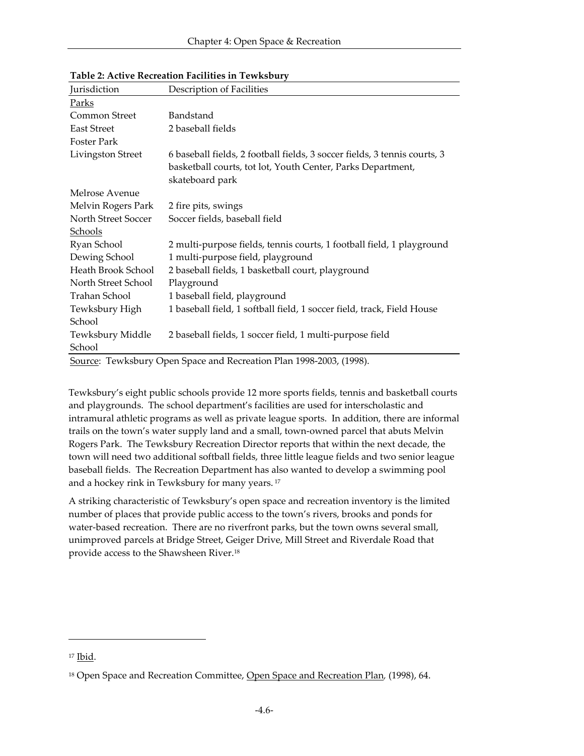**Table 2: Active Recreation Facilities in Tewksbury**

| Jurisdiction | Description of Facilities |
|---|---|
| Parks | |
| Common Street | Bandstand |
| East Street | 2 baseball fields |
| Foster Park | |
| Livingston Street | 6 baseball fields, 2 football fields, 3 soccer fields, 3 tennis courts, 3 basketball courts, tot lot, Youth Center, Parks Department, skateboard park |
| Melrose Avenue | |
| Melvin Rogers Park | 2 fire pits, swings |
| North Street Soccer | Soccer fields, baseball field |
| Schools | |
| Ryan School | 2 multi-purpose fields, tennis courts, 1 football field, 1 playground |
| Dewing School | 1 multi-purpose field, playground |
| Heath Brook School | 2 baseball fields, 1 basketball court, playground |
| North Street School | Playground |
| Trahan School | 1 baseball field, playground |
| Tewksbury High School | 1 baseball field, 1 softball field, 1 soccer field, track, Field House |
| Tewksbury Middle School | 2 baseball fields, 1 soccer field, 1 multi-purpose field |

Source: Tewksbury Open Space and Recreation Plan 1998-2003, (1998).

Tewksbury's eight public schools provide 12 more sports fields, tennis and basketball courts and playgrounds. The school department's facilities are used for interscholastic and intramural athletic programs as well as private league sports. In addition, there are informal trails on the town's water supply land and a small, town-owned parcel that abuts Melvin Rogers Park. The Tewksbury Recreation Director reports that within the next decade, the town will need two additional softball fields, three little league fields and two senior league baseball fields. The Recreation Department has also wanted to develop a swimming pool and a hockey rink in Tewksbury for many years.[17]

A striking characteristic of Tewksbury's open space and recreation inventory is the limited number of places that provide public access to the town's rivers, brooks and ponds for water-based recreation. There are no riverfront parks, but the town owns several small, unimproved parcels at Bridge Street, Geiger Drive, Mill Street and Riverdale Road that provide access to the Shawsheen River.[18]

---

[17] Ibid.

[18] Open Space and Recreation Committee, Open Space and Recreation Plan, (1998), 64.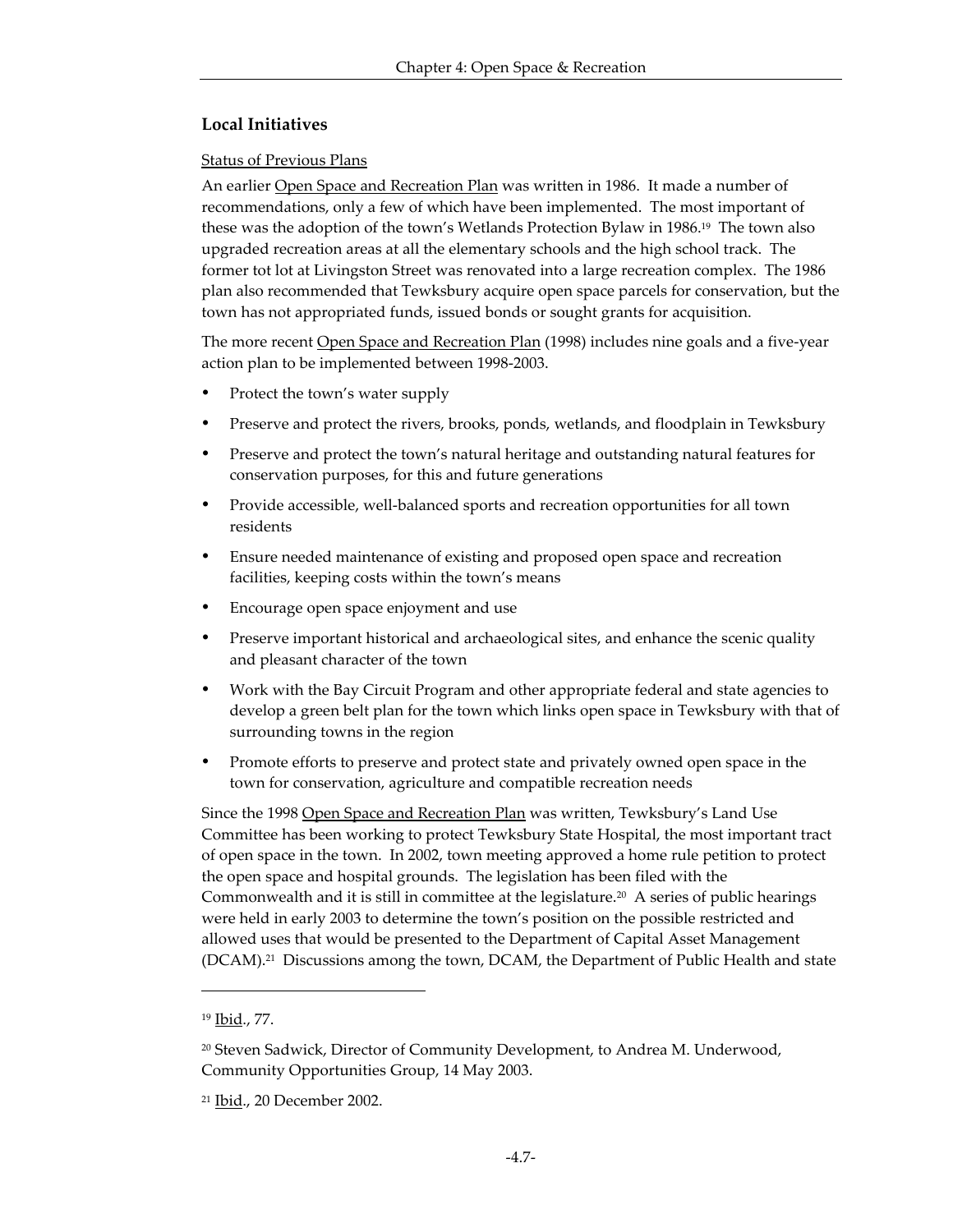## Local Initiatives

Status of Previous Plans

An earlier Open Space and Recreation Plan was written in 1986. It made a number of recommendations, only a few of which have been implemented. The most important of these was the adoption of the town's Wetlands Protection Bylaw in 1986.[19] The town also upgraded recreation areas at all the elementary schools and the high school track. The former tot lot at Livingston Street was renovated into a large recreation complex. The 1986 plan also recommended that Tewksbury acquire open space parcels for conservation, but the town has not appropriated funds, issued bonds or sought grants for acquisition.

The more recent Open Space and Recreation Plan (1998) includes nine goals and a five-year action plan to be implemented between 1998-2003.

- Protect the town's water supply
- Preserve and protect the rivers, brooks, ponds, wetlands, and floodplain in Tewksbury
- Preserve and protect the town's natural heritage and outstanding natural features for conservation purposes, for this and future generations
- Provide accessible, well-balanced sports and recreation opportunities for all town residents
- Ensure needed maintenance of existing and proposed open space and recreation facilities, keeping costs within the town's means
- Encourage open space enjoyment and use
- Preserve important historical and archaeological sites, and enhance the scenic quality and pleasant character of the town
- Work with the Bay Circuit Program and other appropriate federal and state agencies to develop a green belt plan for the town which links open space in Tewksbury with that of surrounding towns in the region
- Promote efforts to preserve and protect state and privately owned open space in the town for conservation, agriculture and compatible recreation needs

Since the 1998 Open Space and Recreation Plan was written, Tewksbury's Land Use Committee has been working to protect Tewksbury State Hospital, the most important tract of open space in the town. In 2002, town meeting approved a home rule petition to protect the open space and hospital grounds. The legislation has been filed with the Commonwealth and it is still in committee at the legislature.[20] A series of public hearings were held in early 2003 to determine the town's position on the possible restricted and allowed uses that would be presented to the Department of Capital Asset Management (DCAM).[21] Discussions among the town, DCAM, the Department of Public Health and state

---

[19] Ibid., 77.

[20] Steven Sadwick, Director of Community Development, to Andrea M. Underwood, Community Opportunities Group, 14 May 2003.

[21] Ibid., 20 December 2002.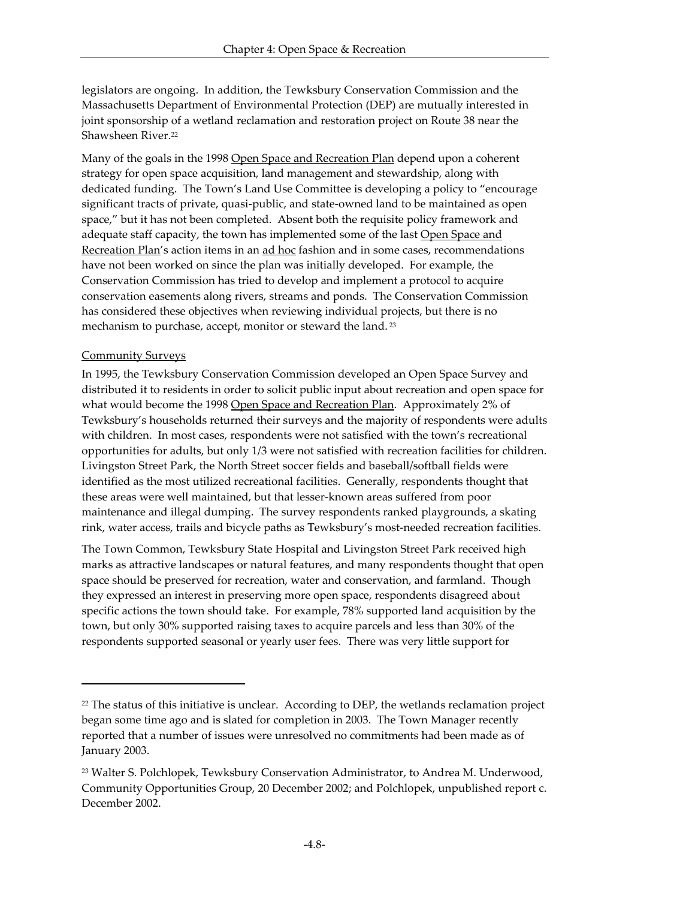legislators are ongoing. In addition, the Tewksbury Conservation Commission and the Massachusetts Department of Environmental Protection (DEP) are mutually interested in joint sponsorship of a wetland reclamation and restoration project on Route 38 near the Shawsheen River.[22]

Many of the goals in the 1998 Open Space and Recreation Plan depend upon a coherent strategy for open space acquisition, land management and stewardship, along with dedicated funding. The Town's Land Use Committee is developing a policy to "encourage significant tracts of private, quasi-public, and state-owned land to be maintained as open space," but it has not been completed. Absent both the requisite policy framework and adequate staff capacity, the town has implemented some of the last Open Space and Recreation Plan's action items in an ad hoc fashion and in some cases, recommendations have not been worked on since the plan was initially developed. For example, the Conservation Commission has tried to develop and implement a protocol to acquire conservation easements along rivers, streams and ponds. The Conservation Commission has considered these objectives when reviewing individual projects, but there is no mechanism to purchase, accept, monitor or steward the land.[23]

Community Surveys

In 1995, the Tewksbury Conservation Commission developed an Open Space Survey and distributed it to residents in order to solicit public input about recreation and open space for what would become the 1998 Open Space and Recreation Plan. Approximately 2% of Tewksbury's households returned their surveys and the majority of respondents were adults with children. In most cases, respondents were not satisfied with the town's recreational opportunities for adults, but only 1/3 were not satisfied with recreation facilities for children. Livingston Street Park, the North Street soccer fields and baseball/softball fields were identified as the most utilized recreational facilities. Generally, respondents thought that these areas were well maintained, but that lesser-known areas suffered from poor maintenance and illegal dumping. The survey respondents ranked playgrounds, a skating rink, water access, trails and bicycle paths as Tewksbury's most-needed recreation facilities.

The Town Common, Tewksbury State Hospital and Livingston Street Park received high marks as attractive landscapes or natural features, and many respondents thought that open space should be preserved for recreation, water and conservation, and farmland. Though they expressed an interest in preserving more open space, respondents disagreed about specific actions the town should take. For example, 78% supported land acquisition by the town, but only 30% supported raising taxes to acquire parcels and less than 30% of the respondents supported seasonal or yearly user fees. There was very little support for

---

[22] The status of this initiative is unclear. According to DEP, the wetlands reclamation project began some time ago and is slated for completion in 2003. The Town Manager recently reported that a number of issues were unresolved no commitments had been made as of January 2003.

[23] Walter S. Polchlopek, Tewksbury Conservation Administrator, to Andrea M. Underwood, Community Opportunities Group, 20 December 2002; and Polchlopek, unpublished report c. December 2002.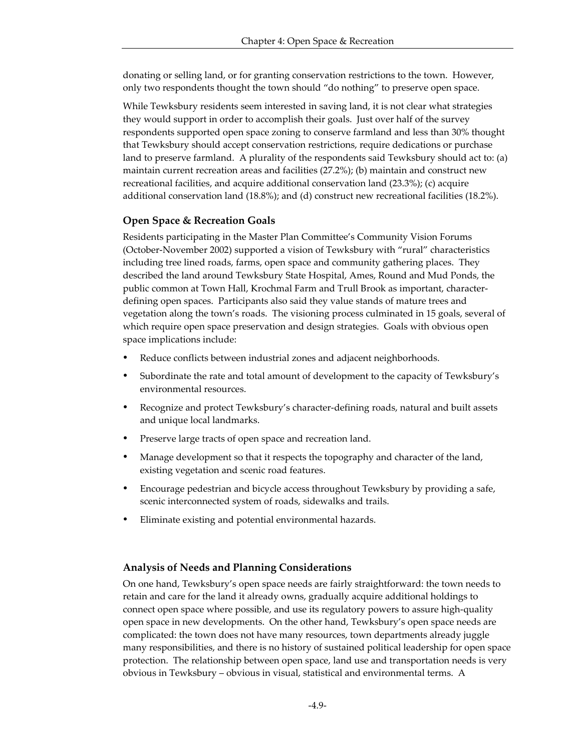donating or selling land, or for granting conservation restrictions to the town. However, only two respondents thought the town should "do nothing" to preserve open space.

While Tewksbury residents seem interested in saving land, it is not clear what strategies they would support in order to accomplish their goals. Just over half of the survey respondents supported open space zoning to conserve farmland and less than 30% thought that Tewksbury should accept conservation restrictions, require dedications or purchase land to preserve farmland. A plurality of the respondents said Tewksbury should act to: (a) maintain current recreation areas and facilities (27.2%); (b) maintain and construct new recreational facilities, and acquire additional conservation land (23.3%); (c) acquire additional conservation land (18.8%); and (d) construct new recreational facilities (18.2%).

### Open Space & Recreation Goals

Residents participating in the Master Plan Committee's Community Vision Forums (October-November 2002) supported a vision of Tewksbury with "rural" characteristics including tree lined roads, farms, open space and community gathering places. They described the land around Tewksbury State Hospital, Ames, Round and Mud Ponds, the public common at Town Hall, Krochmal Farm and Trull Brook as important, character-defining open spaces. Participants also said they value stands of mature trees and vegetation along the town's roads. The visioning process culminated in 15 goals, several of which require open space preservation and design strategies. Goals with obvious open space implications include:

- Reduce conflicts between industrial zones and adjacent neighborhoods.
- Subordinate the rate and total amount of development to the capacity of Tewksbury's environmental resources.
- Recognize and protect Tewksbury's character-defining roads, natural and built assets and unique local landmarks.
- Preserve large tracts of open space and recreation land.
- Manage development so that it respects the topography and character of the land, existing vegetation and scenic road features.
- Encourage pedestrian and bicycle access throughout Tewksbury by providing a safe, scenic interconnected system of roads, sidewalks and trails.
- Eliminate existing and potential environmental hazards.

### Analysis of Needs and Planning Considerations

On one hand, Tewksbury's open space needs are fairly straightforward: the town needs to retain and care for the land it already owns, gradually acquire additional holdings to connect open space where possible, and use its regulatory powers to assure high-quality open space in new developments. On the other hand, Tewksbury's open space needs are complicated: the town does not have many resources, town departments already juggle many responsibilities, and there is no history of sustained political leadership for open space protection. The relationship between open space, land use and transportation needs is very obvious in Tewksbury – obvious in visual, statistical and environmental terms. A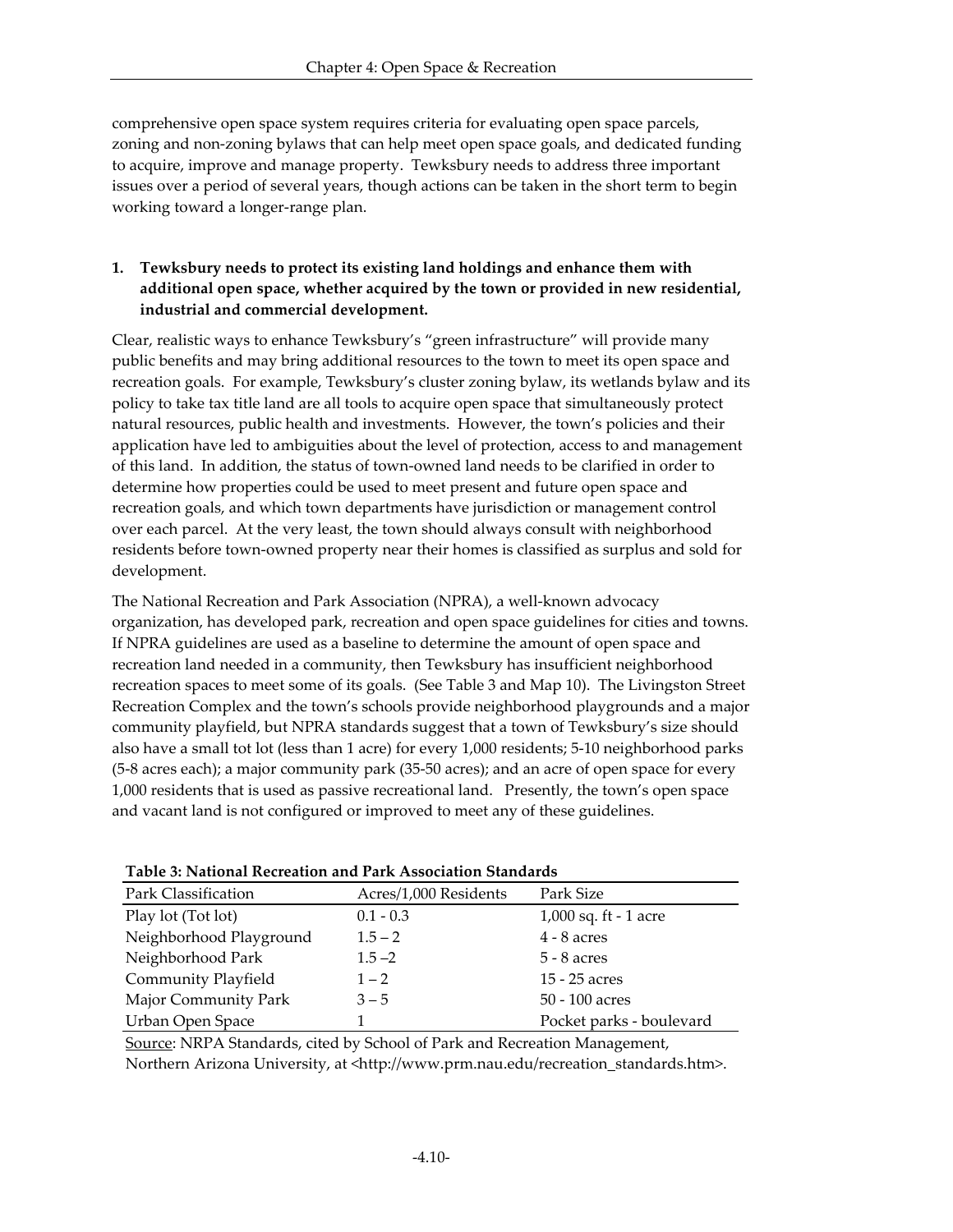comprehensive open space system requires criteria for evaluating open space parcels, zoning and non-zoning bylaws that can help meet open space goals, and dedicated funding to acquire, improve and manage property. Tewksbury needs to address three important issues over a period of several years, though actions can be taken in the short term to begin working toward a longer-range plan.

1. **Tewksbury needs to protect its existing land holdings and enhance them with additional open space, whether acquired by the town or provided in new residential, industrial and commercial development.**

Clear, realistic ways to enhance Tewksbury's "green infrastructure" will provide many public benefits and may bring additional resources to the town to meet its open space and recreation goals. For example, Tewksbury's cluster zoning bylaw, its wetlands bylaw and its policy to take tax title land are all tools to acquire open space that simultaneously protect natural resources, public health and investments. However, the town's policies and their application have led to ambiguities about the level of protection, access to and management of this land. In addition, the status of town-owned land needs to be clarified in order to determine how properties could be used to meet present and future open space and recreation goals, and which town departments have jurisdiction or management control over each parcel. At the very least, the town should always consult with neighborhood residents before town-owned property near their homes is classified as surplus and sold for development.

The National Recreation and Park Association (NPRA), a well-known advocacy organization, has developed park, recreation and open space guidelines for cities and towns. If NPRA guidelines are used as a baseline to determine the amount of open space and recreation land needed in a community, then Tewksbury has insufficient neighborhood recreation spaces to meet some of its goals. (See Table 3 and Map 10). The Livingston Street Recreation Complex and the town's schools provide neighborhood playgrounds and a major community playfield, but NPRA standards suggest that a town of Tewksbury's size should also have a small tot lot (less than 1 acre) for every 1,000 residents; 5-10 neighborhood parks (5-8 acres each); a major community park (35-50 acres); and an acre of open space for every 1,000 residents that is used as passive recreational land. Presently, the town's open space and vacant land is not configured or improved to meet any of these guidelines.

**Table 3: National Recreation and Park Association Standards**

| Park Classification | Acres/1,000 Residents | Park Size |
|---|---|---|
| Play lot (Tot lot) | 0.1 - 0.3 | 1,000 sq. ft - 1 acre |
| Neighborhood Playground | 1.5 – 2 | 4 - 8 acres |
| Neighborhood Park | 1.5 –2 | 5 - 8 acres |
| Community Playfield | 1 – 2 | 15 - 25 acres |
| Major Community Park | 3 – 5 | 50 - 100 acres |
| Urban Open Space | 1 | Pocket parks - boulevard |

Source: NRPA Standards, cited by School of Park and Recreation Management, Northern Arizona University, at <http://www.prm.nau.edu/recreation_standards.htm>.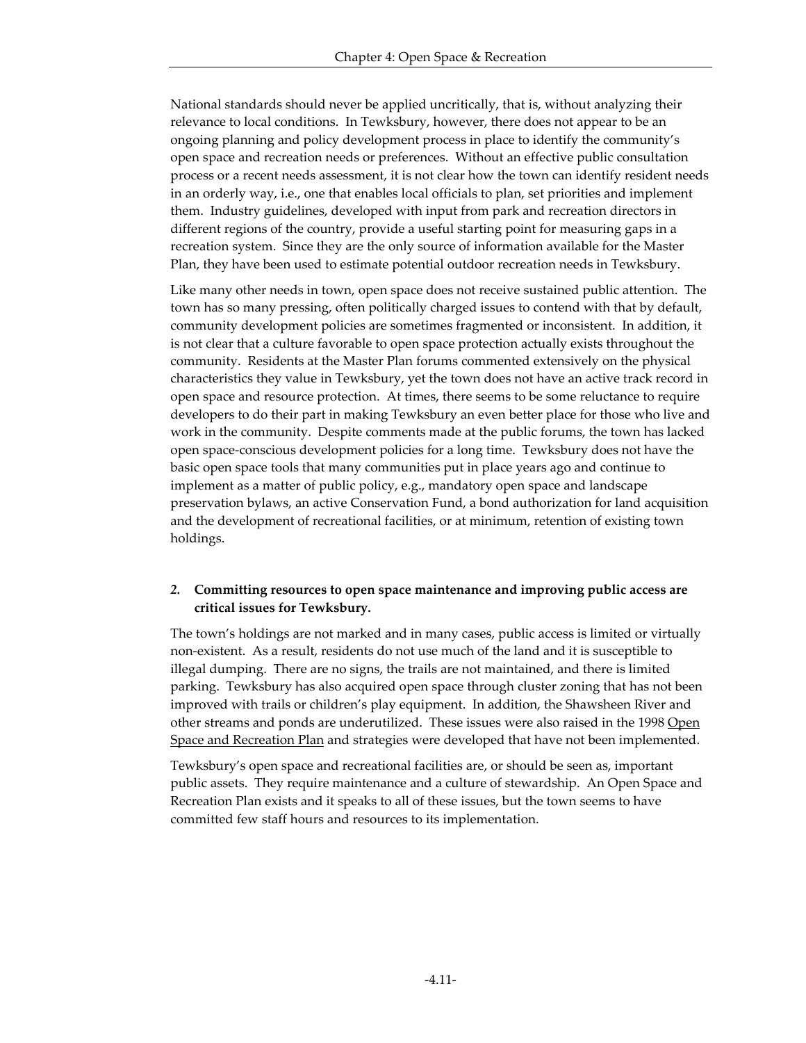National standards should never be applied uncritically, that is, without analyzing their relevance to local conditions. In Tewksbury, however, there does not appear to be an ongoing planning and policy development process in place to identify the community's open space and recreation needs or preferences. Without an effective public consultation process or a recent needs assessment, it is not clear how the town can identify resident needs in an orderly way, i.e., one that enables local officials to plan, set priorities and implement them. Industry guidelines, developed with input from park and recreation directors in different regions of the country, provide a useful starting point for measuring gaps in a recreation system. Since they are the only source of information available for the Master Plan, they have been used to estimate potential outdoor recreation needs in Tewksbury.

Like many other needs in town, open space does not receive sustained public attention. The town has so many pressing, often politically charged issues to contend with that by default, community development policies are sometimes fragmented or inconsistent. In addition, it is not clear that a culture favorable to open space protection actually exists throughout the community. Residents at the Master Plan forums commented extensively on the physical characteristics they value in Tewksbury, yet the town does not have an active track record in open space and resource protection. At times, there seems to be some reluctance to require developers to do their part in making Tewksbury an even better place for those who live and work in the community. Despite comments made at the public forums, the town has lacked open space-conscious development policies for a long time. Tewksbury does not have the basic open space tools that many communities put in place years ago and continue to implement as a matter of public policy, e.g., mandatory open space and landscape preservation bylaws, an active Conservation Fund, a bond authorization for land acquisition and the development of recreational facilities, or at minimum, retention of existing town holdings.

### *2.* Committing resources to open space maintenance and improving public access are critical issues for Tewksbury.

The town's holdings are not marked and in many cases, public access is limited or virtually non-existent. As a result, residents do not use much of the land and it is susceptible to illegal dumping. There are no signs, the trails are not maintained, and there is limited parking. Tewksbury has also acquired open space through cluster zoning that has not been improved with trails or children's play equipment. In addition, the Shawsheen River and other streams and ponds are underutilized. These issues were also raised in the 1998 Open Space and Recreation Plan and strategies were developed that have not been implemented.

Tewksbury's open space and recreational facilities are, or should be seen as, important public assets. They require maintenance and a culture of stewardship. An Open Space and Recreation Plan exists and it speaks to all of these issues, but the town seems to have committed few staff hours and resources to its implementation.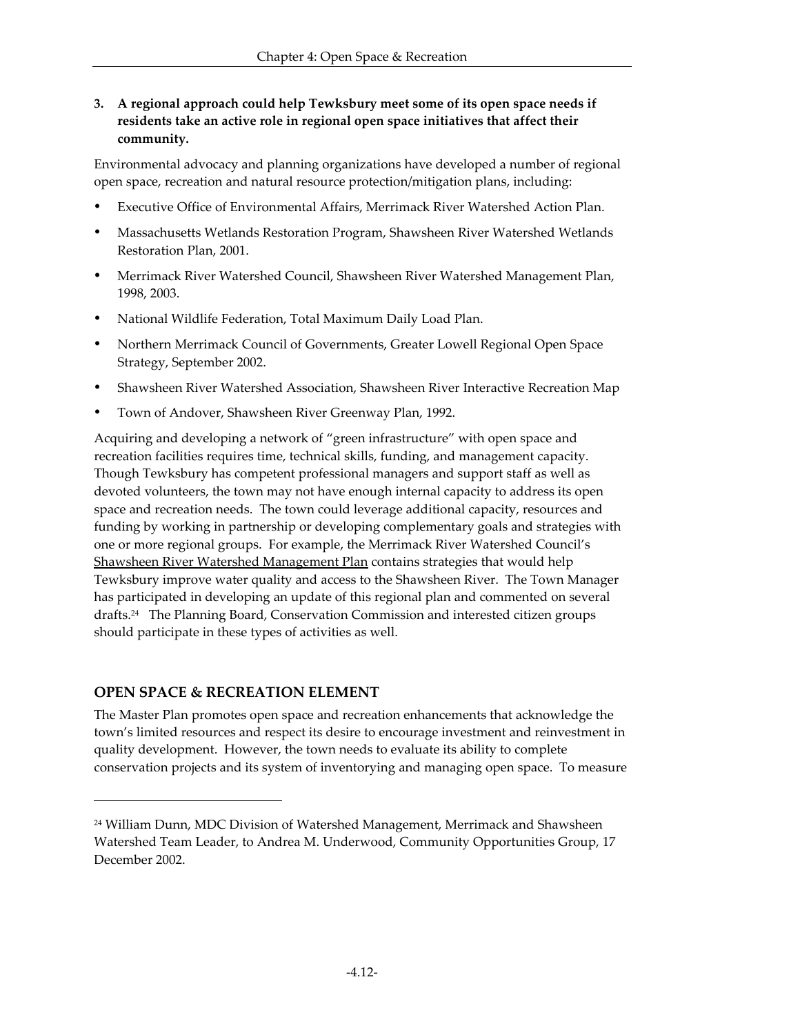3. **A regional approach could help Tewksbury meet some of its open space needs if residents take an active role in regional open space initiatives that affect their community.**

Environmental advocacy and planning organizations have developed a number of regional open space, recreation and natural resource protection/mitigation plans, including:

- Executive Office of Environmental Affairs, Merrimack River Watershed Action Plan.
- Massachusetts Wetlands Restoration Program, Shawsheen River Watershed Wetlands Restoration Plan, 2001.
- Merrimack River Watershed Council, Shawsheen River Watershed Management Plan, 1998, 2003.
- National Wildlife Federation, Total Maximum Daily Load Plan.
- Northern Merrimack Council of Governments, Greater Lowell Regional Open Space Strategy, September 2002.
- Shawsheen River Watershed Association, Shawsheen River Interactive Recreation Map
- Town of Andover, Shawsheen River Greenway Plan, 1992.

Acquiring and developing a network of "green infrastructure" with open space and recreation facilities requires time, technical skills, funding, and management capacity. Though Tewksbury has competent professional managers and support staff as well as devoted volunteers, the town may not have enough internal capacity to address its open space and recreation needs. The town could leverage additional capacity, resources and funding by working in partnership or developing complementary goals and strategies with one or more regional groups. For example, the Merrimack River Watershed Council's Shawsheen River Watershed Management Plan contains strategies that would help Tewksbury improve water quality and access to the Shawsheen River. The Town Manager has participated in developing an update of this regional plan and commented on several drafts.[24] The Planning Board, Conservation Commission and interested citizen groups should participate in these types of activities as well.

## OPEN SPACE & RECREATION ELEMENT

The Master Plan promotes open space and recreation enhancements that acknowledge the town's limited resources and respect its desire to encourage investment and reinvestment in quality development. However, the town needs to evaluate its ability to complete conservation projects and its system of inventorying and managing open space. To measure

---

[24] William Dunn, MDC Division of Watershed Management, Merrimack and Shawsheen Watershed Team Leader, to Andrea M. Underwood, Community Opportunities Group, 17 December 2002.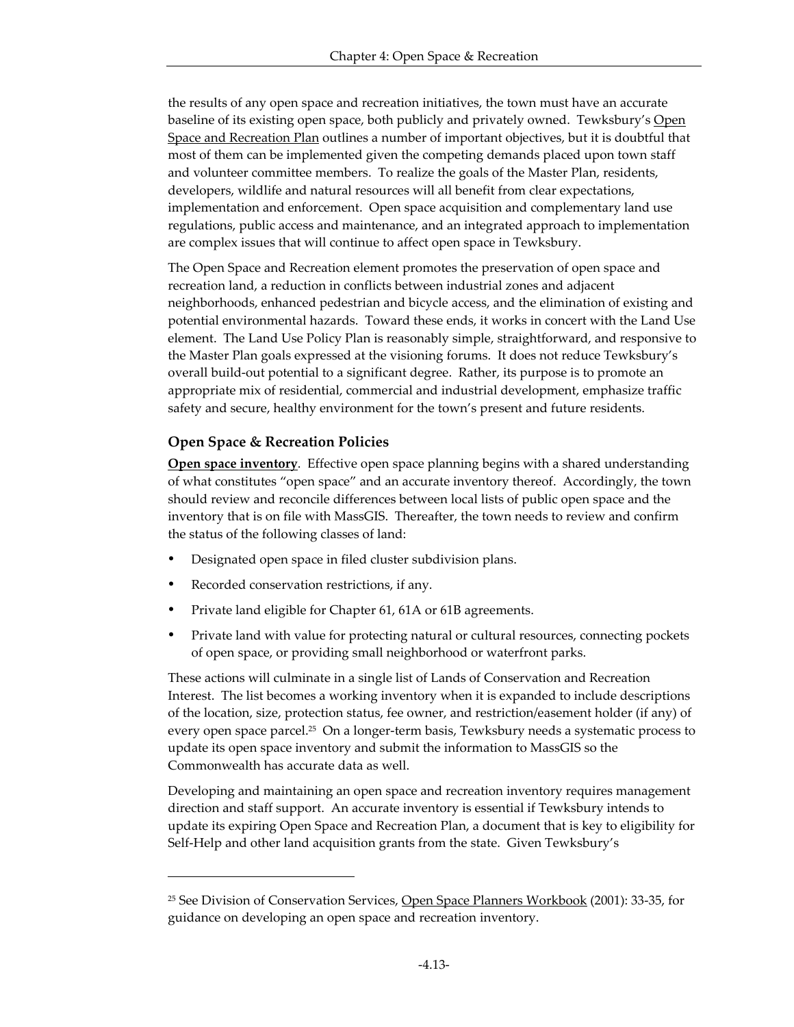the results of any open space and recreation initiatives, the town must have an accurate baseline of its existing open space, both publicly and privately owned. Tewksbury's Open Space and Recreation Plan outlines a number of important objectives, but it is doubtful that most of them can be implemented given the competing demands placed upon town staff and volunteer committee members. To realize the goals of the Master Plan, residents, developers, wildlife and natural resources will all benefit from clear expectations, implementation and enforcement. Open space acquisition and complementary land use regulations, public access and maintenance, and an integrated approach to implementation are complex issues that will continue to affect open space in Tewksbury.

The Open Space and Recreation element promotes the preservation of open space and recreation land, a reduction in conflicts between industrial zones and adjacent neighborhoods, enhanced pedestrian and bicycle access, and the elimination of existing and potential environmental hazards. Toward these ends, it works in concert with the Land Use element. The Land Use Policy Plan is reasonably simple, straightforward, and responsive to the Master Plan goals expressed at the visioning forums. It does not reduce Tewksbury's overall build-out potential to a significant degree. Rather, its purpose is to promote an appropriate mix of residential, commercial and industrial development, emphasize traffic safety and secure, healthy environment for the town's present and future residents.

### Open Space & Recreation Policies

**Open space inventory**. Effective open space planning begins with a shared understanding of what constitutes "open space" and an accurate inventory thereof. Accordingly, the town should review and reconcile differences between local lists of public open space and the inventory that is on file with MassGIS. Thereafter, the town needs to review and confirm the status of the following classes of land:

- Designated open space in filed cluster subdivision plans.
- Recorded conservation restrictions, if any.
- Private land eligible for Chapter 61, 61A or 61B agreements.
- Private land with value for protecting natural or cultural resources, connecting pockets of open space, or providing small neighborhood or waterfront parks.

These actions will culminate in a single list of Lands of Conservation and Recreation Interest. The list becomes a working inventory when it is expanded to include descriptions of the location, size, protection status, fee owner, and restriction/easement holder (if any) of every open space parcel.[25] On a longer-term basis, Tewksbury needs a systematic process to update its open space inventory and submit the information to MassGIS so the Commonwealth has accurate data as well.

Developing and maintaining an open space and recreation inventory requires management direction and staff support. An accurate inventory is essential if Tewksbury intends to update its expiring Open Space and Recreation Plan, a document that is key to eligibility for Self-Help and other land acquisition grants from the state. Given Tewksbury's

---

[25] See Division of Conservation Services, Open Space Planners Workbook (2001): 33-35, for guidance on developing an open space and recreation inventory.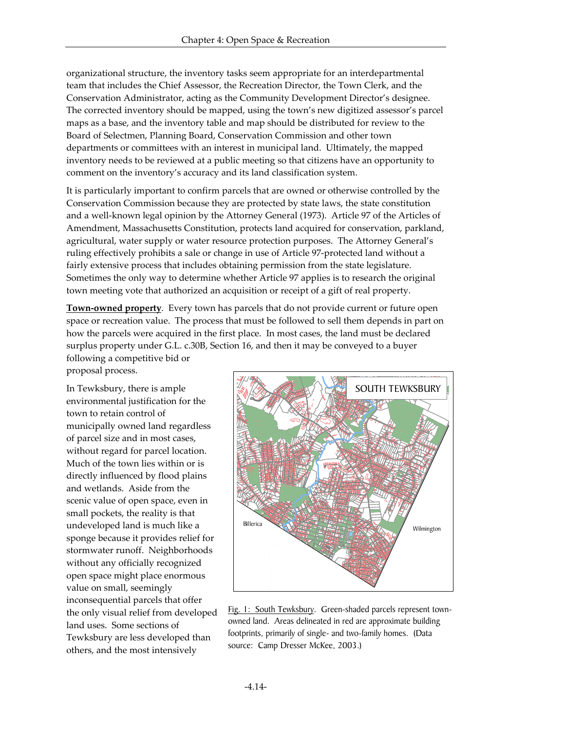organizational structure, the inventory tasks seem appropriate for an interdepartmental team that includes the Chief Assessor, the Recreation Director, the Town Clerk, and the Conservation Administrator, acting as the Community Development Director's designee. The corrected inventory should be mapped, using the town's new digitized assessor's parcel maps as a base, and the inventory table and map should be distributed for review to the Board of Selectmen, Planning Board, Conservation Commission and other town departments or committees with an interest in municipal land. Ultimately, the mapped inventory needs to be reviewed at a public meeting so that citizens have an opportunity to comment on the inventory's accuracy and its land classification system.

It is particularly important to confirm parcels that are owned or otherwise controlled by the Conservation Commission because they are protected by state laws, the state constitution and a well-known legal opinion by the Attorney General (1973). Article 97 of the Articles of Amendment, Massachusetts Constitution, protects land acquired for conservation, parkland, agricultural, water supply or water resource protection purposes. The Attorney General's ruling effectively prohibits a sale or change in use of Article 97-protected land without a fairly extensive process that includes obtaining permission from the state legislature. Sometimes the only way to determine whether Article 97 applies is to research the original town meeting vote that authorized an acquisition or receipt of a gift of real property.

**Town-owned property**. Every town has parcels that do not provide current or future open space or recreation value. The process that must be followed to sell them depends in part on how the parcels were acquired in the first place. In most cases, the land must be declared surplus property under G.L. c.30B, Section 16, and then it may be conveyed to a buyer following a competitive bid or proposal process.

In Tewksbury, there is ample environmental justification for the town to retain control of municipally owned land regardless of parcel size and in most cases, without regard for parcel location. Much of the town lies within or is directly influenced by flood plains and wetlands. Aside from the scenic value of open space, even in small pockets, the reality is that undeveloped land is much like a sponge because it provides relief for stormwater runoff. Neighborhoods without any officially recognized open space might place enormous value on small, seemingly inconsequential parcels that offer the only visual relief from developed land uses. Some sections of Tewksbury are less developed than others, and the most intensively

Fig. 1: South Tewksbury. Green-shaded parcels represent town-owned land. Areas delineated in red are approximate building footprints, primarily of single- and two-family homes. (Data source: Camp Dresser McKee, 2003.)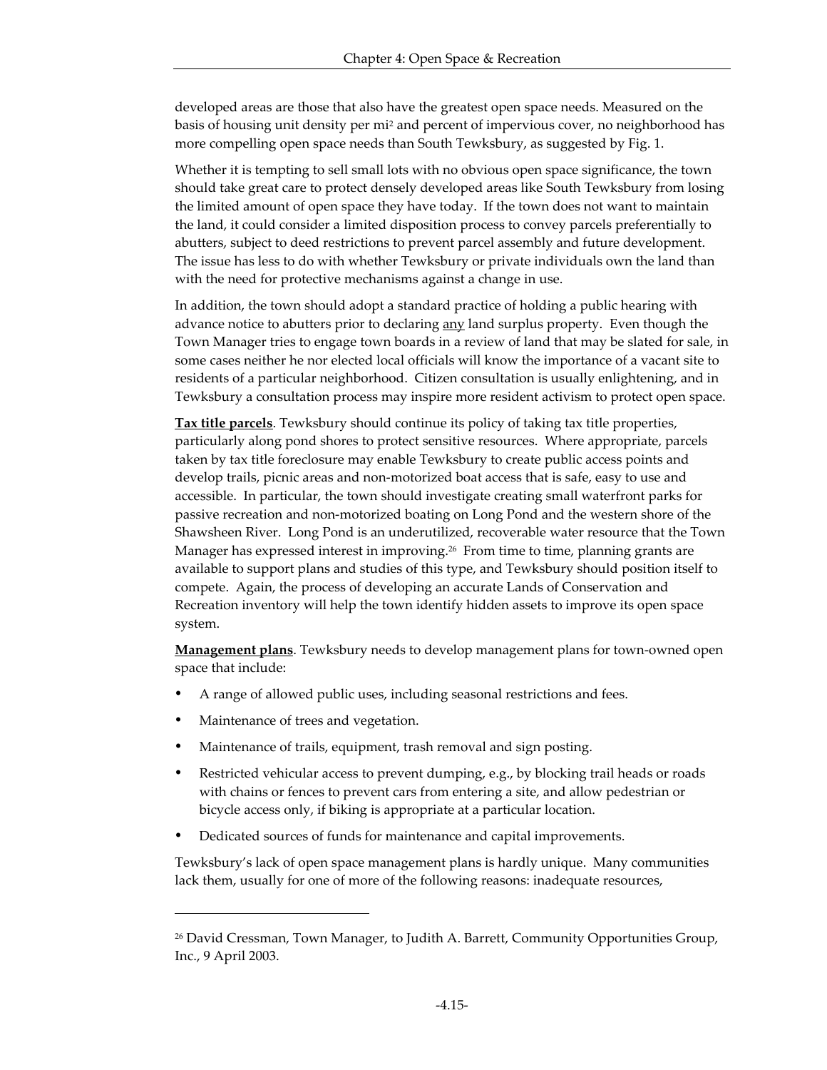developed areas are those that also have the greatest open space needs. Measured on the basis of housing unit density per $mi^2$ and percent of impervious cover, no neighborhood has more compelling open space needs than South Tewksbury, as suggested by Fig. 1.

Whether it is tempting to sell small lots with no obvious open space significance, the town should take great care to protect densely developed areas like South Tewksbury from losing the limited amount of open space they have today. If the town does not want to maintain the land, it could consider a limited disposition process to convey parcels preferentially to abutters, subject to deed restrictions to prevent parcel assembly and future development. The issue has less to do with whether Tewksbury or private individuals own the land than with the need for protective mechanisms against a change in use.

In addition, the town should adopt a standard practice of holding a public hearing with advance notice to abutters prior to declaring <u>any</u> land surplus property. Even though the Town Manager tries to engage town boards in a review of land that may be slated for sale, in some cases neither he nor elected local officials will know the importance of a vacant site to residents of a particular neighborhood. Citizen consultation is usually enlightening, and in Tewksbury a consultation process may inspire more resident activism to protect open space.

**<u>Tax title parcels</u>**. Tewksbury should continue its policy of taking tax title properties, particularly along pond shores to protect sensitive resources. Where appropriate, parcels taken by tax title foreclosure may enable Tewksbury to create public access points and develop trails, picnic areas and non-motorized boat access that is safe, easy to use and accessible. In particular, the town should investigate creating small waterfront parks for passive recreation and non-motorized boating on Long Pond and the western shore of the Shawsheen River. Long Pond is an underutilized, recoverable water resource that the Town Manager has expressed interest in improving.[26] From time to time, planning grants are available to support plans and studies of this type, and Tewksbury should position itself to compete. Again, the process of developing an accurate Lands of Conservation and Recreation inventory will help the town identify hidden assets to improve its open space system.

**<u>Management plans</u>**. Tewksbury needs to develop management plans for town-owned open space that include:

- A range of allowed public uses, including seasonal restrictions and fees.
- Maintenance of trees and vegetation.
- Maintenance of trails, equipment, trash removal and sign posting.
- Restricted vehicular access to prevent dumping, e.g., by blocking trail heads or roads with chains or fences to prevent cars from entering a site, and allow pedestrian or bicycle access only, if biking is appropriate at a particular location.
- Dedicated sources of funds for maintenance and capital improvements.

Tewksbury's lack of open space management plans is hardly unique. Many communities lack them, usually for one of more of the following reasons: inadequate resources,

---

[26] David Cressman, Town Manager, to Judith A. Barrett, Community Opportunities Group, Inc., 9 April 2003.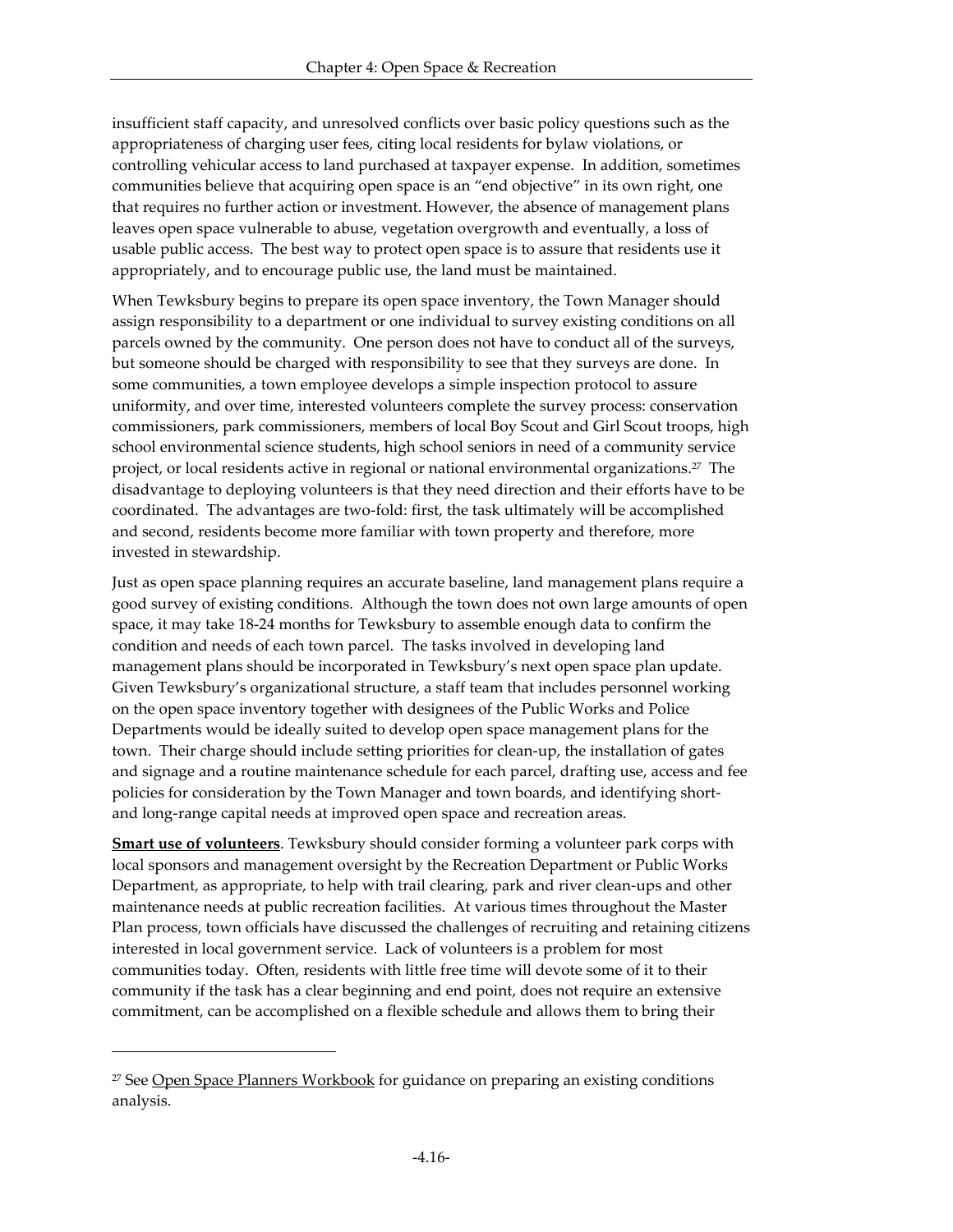insufficient staff capacity, and unresolved conflicts over basic policy questions such as the appropriateness of charging user fees, citing local residents for bylaw violations, or controlling vehicular access to land purchased at taxpayer expense. In addition, sometimes communities believe that acquiring open space is an "end objective" in its own right, one that requires no further action or investment. However, the absence of management plans leaves open space vulnerable to abuse, vegetation overgrowth and eventually, a loss of usable public access. The best way to protect open space is to assure that residents use it appropriately, and to encourage public use, the land must be maintained.

When Tewksbury begins to prepare its open space inventory, the Town Manager should assign responsibility to a department or one individual to survey existing conditions on all parcels owned by the community. One person does not have to conduct all of the surveys, but someone should be charged with responsibility to see that they surveys are done. In some communities, a town employee develops a simple inspection protocol to assure uniformity, and over time, interested volunteers complete the survey process: conservation commissioners, park commissioners, members of local Boy Scout and Girl Scout troops, high school environmental science students, high school seniors in need of a community service project, or local residents active in regional or national environmental organizations.[27] The disadvantage to deploying volunteers is that they need direction and their efforts have to be coordinated. The advantages are two-fold: first, the task ultimately will be accomplished and second, residents become more familiar with town property and therefore, more invested in stewardship.

Just as open space planning requires an accurate baseline, land management plans require a good survey of existing conditions. Although the town does not own large amounts of open space, it may take 18-24 months for Tewksbury to assemble enough data to confirm the condition and needs of each town parcel. The tasks involved in developing land management plans should be incorporated in Tewksbury's next open space plan update. Given Tewksbury's organizational structure, a staff team that includes personnel working on the open space inventory together with designees of the Public Works and Police Departments would be ideally suited to develop open space management plans for the town. Their charge should include setting priorities for clean-up, the installation of gates and signage and a routine maintenance schedule for each parcel, drafting use, access and fee policies for consideration by the Town Manager and town boards, and identifying short- and long-range capital needs at improved open space and recreation areas.

**Smart use of volunteers**. Tewksbury should consider forming a volunteer park corps with local sponsors and management oversight by the Recreation Department or Public Works Department, as appropriate, to help with trail clearing, park and river clean-ups and other maintenance needs at public recreation facilities. At various times throughout the Master Plan process, town officials have discussed the challenges of recruiting and retaining citizens interested in local government service. Lack of volunteers is a problem for most communities today. Often, residents with little free time will devote some of it to their community if the task has a clear beginning and end point, does not require an extensive commitment, can be accomplished on a flexible schedule and allows them to bring their

---

[27] See Open Space Planners Workbook for guidance on preparing an existing conditions analysis.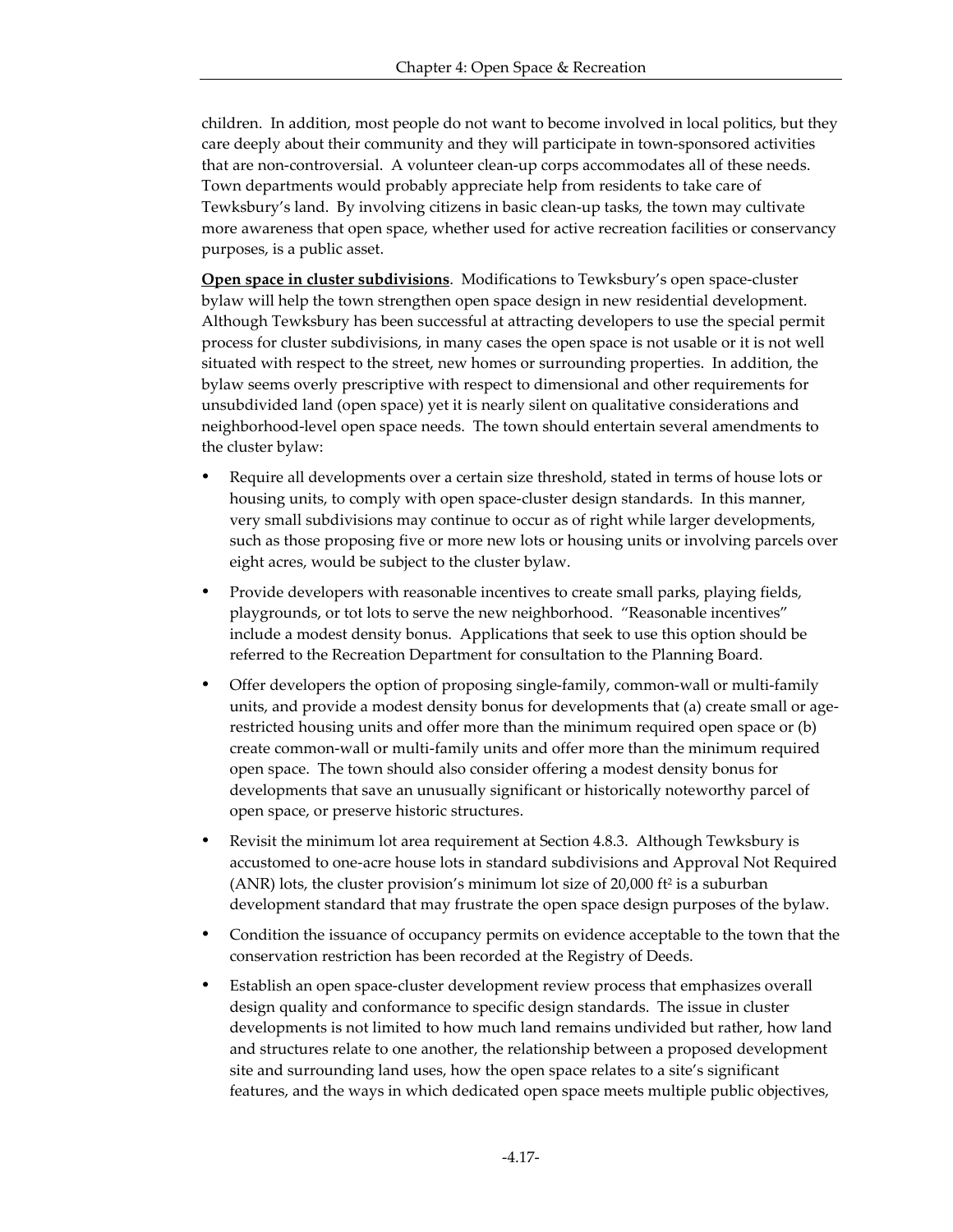children. In addition, most people do not want to become involved in local politics, but they care deeply about their community and they will participate in town-sponsored activities that are non-controversial. A volunteer clean-up corps accommodates all of these needs. Town departments would probably appreciate help from residents to take care of Tewksbury's land. By involving citizens in basic clean-up tasks, the town may cultivate more awareness that open space, whether used for active recreation facilities or conservancy purposes, is a public asset.

**Open space in cluster subdivisions**. Modifications to Tewksbury's open space-cluster bylaw will help the town strengthen open space design in new residential development. Although Tewksbury has been successful at attracting developers to use the special permit process for cluster subdivisions, in many cases the open space is not usable or it is not well situated with respect to the street, new homes or surrounding properties. In addition, the bylaw seems overly prescriptive with respect to dimensional and other requirements for unsubdivided land (open space) yet it is nearly silent on qualitative considerations and neighborhood-level open space needs. The town should entertain several amendments to the cluster bylaw:

- Require all developments over a certain size threshold, stated in terms of house lots or housing units, to comply with open space-cluster design standards. In this manner, very small subdivisions may continue to occur as of right while larger developments, such as those proposing five or more new lots or housing units or involving parcels over eight acres, would be subject to the cluster bylaw.
- Provide developers with reasonable incentives to create small parks, playing fields, playgrounds, or tot lots to serve the new neighborhood. "Reasonable incentives" include a modest density bonus. Applications that seek to use this option should be referred to the Recreation Department for consultation to the Planning Board.
- Offer developers the option of proposing single-family, common-wall or multi-family units, and provide a modest density bonus for developments that (a) create small or age-restricted housing units and offer more than the minimum required open space or (b) create common-wall or multi-family units and offer more than the minimum required open space. The town should also consider offering a modest density bonus for developments that save an unusually significant or historically noteworthy parcel of open space, or preserve historic structures.
- Revisit the minimum lot area requirement at Section 4.8.3. Although Tewksbury is accustomed to one-acre house lots in standard subdivisions and Approval Not Required (ANR) lots, the cluster provision's minimum lot size of 20,000 $ft^2$ is a suburban development standard that may frustrate the open space design purposes of the bylaw.
- Condition the issuance of occupancy permits on evidence acceptable to the town that the conservation restriction has been recorded at the Registry of Deeds.
- Establish an open space-cluster development review process that emphasizes overall design quality and conformance to specific design standards. The issue in cluster developments is not limited to how much land remains undivided but rather, how land and structures relate to one another, the relationship between a proposed development site and surrounding land uses, how the open space relates to a site's significant features, and the ways in which dedicated open space meets multiple public objectives,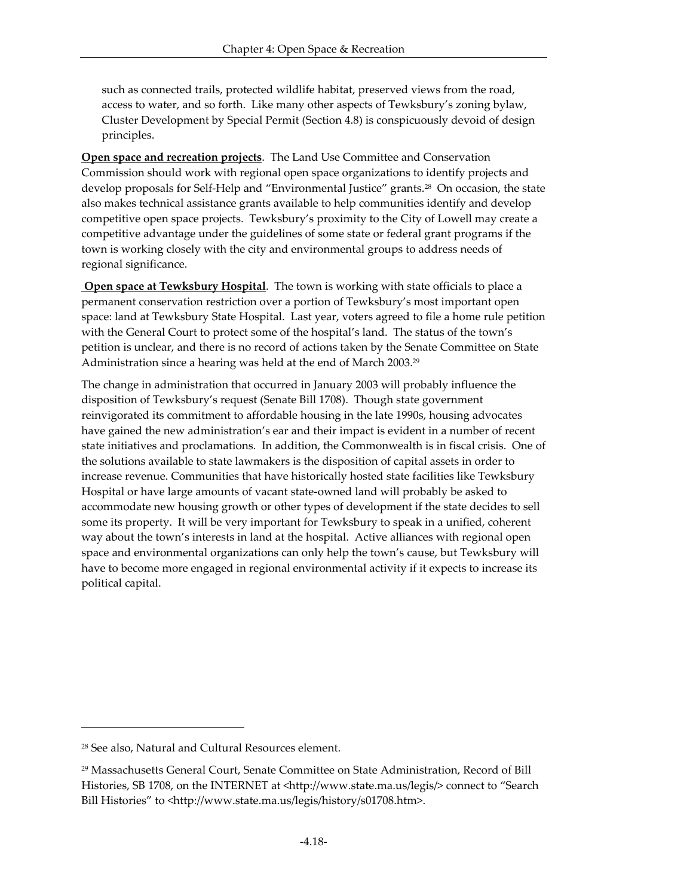such as connected trails, protected wildlife habitat, preserved views from the road, access to water, and so forth. Like many other aspects of Tewksbury's zoning bylaw, Cluster Development by Special Permit (Section 4.8) is conspicuously devoid of design principles.

**Open space and recreation projects**. The Land Use Committee and Conservation Commission should work with regional open space organizations to identify projects and develop proposals for Self-Help and "Environmental Justice" grants.[28] On occasion, the state also makes technical assistance grants available to help communities identify and develop competitive open space projects. Tewksbury's proximity to the City of Lowell may create a competitive advantage under the guidelines of some state or federal grant programs if the town is working closely with the city and environmental groups to address needs of regional significance.

**Open space at Tewksbury Hospital**. The town is working with state officials to place a permanent conservation restriction over a portion of Tewksbury's most important open space: land at Tewksbury State Hospital. Last year, voters agreed to file a home rule petition with the General Court to protect some of the hospital's land. The status of the town's petition is unclear, and there is no record of actions taken by the Senate Committee on State Administration since a hearing was held at the end of March 2003.[29]

The change in administration that occurred in January 2003 will probably influence the disposition of Tewksbury's request (Senate Bill 1708). Though state government reinvigorated its commitment to affordable housing in the late 1990s, housing advocates have gained the new administration's ear and their impact is evident in a number of recent state initiatives and proclamations. In addition, the Commonwealth is in fiscal crisis. One of the solutions available to state lawmakers is the disposition of capital assets in order to increase revenue. Communities that have historically hosted state facilities like Tewksbury Hospital or have large amounts of vacant state-owned land will probably be asked to accommodate new housing growth or other types of development if the state decides to sell some its property. It will be very important for Tewksbury to speak in a unified, coherent way about the town's interests in land at the hospital. Active alliances with regional open space and environmental organizations can only help the town's cause, but Tewksbury will have to become more engaged in regional environmental activity if it expects to increase its political capital.

---

[28] See also, Natural and Cultural Resources element.

[29] Massachusetts General Court, Senate Committee on State Administration, Record of Bill Histories, SB 1708, on the INTERNET at <http://www.state.ma.us/legis/> connect to "Search Bill Histories" to <http://www.state.ma.us/legis/history/s01708.htm>.